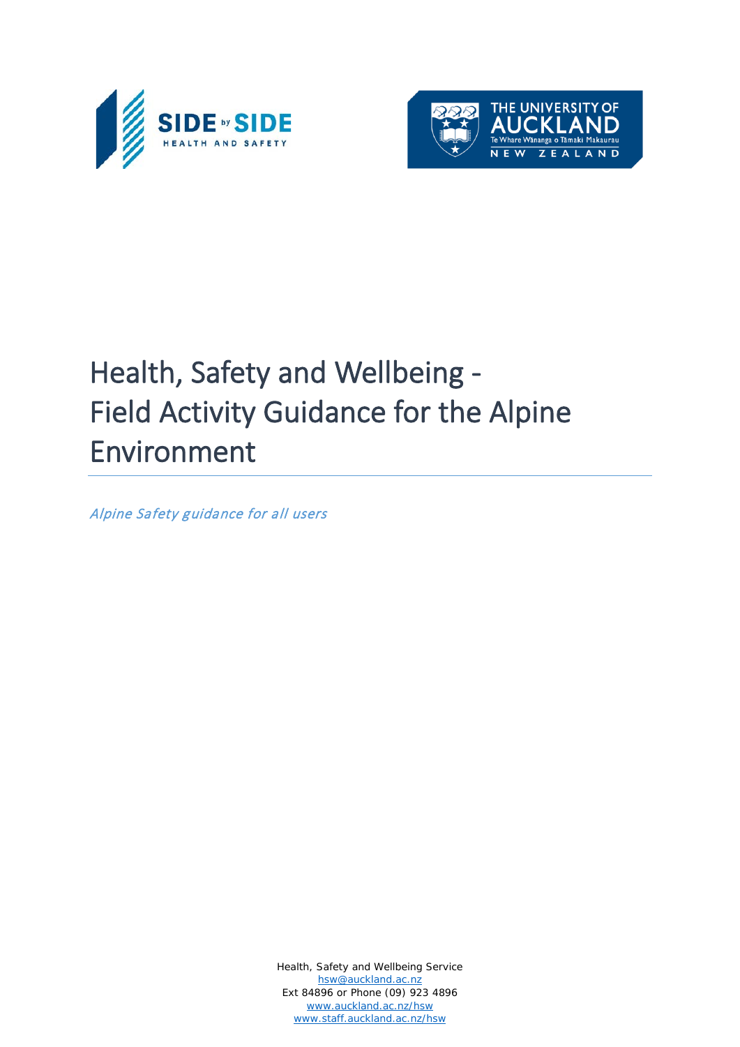# Health, Safety and Wellbeing - Field Activity Guidance for the Alpine Environment

*Alpine Safety guidance for all users*

Health, Safety and Wellbeing Service
hsw@auckland.ac.nz
Ext 84896 or Phone (09) 923 4896
www.auckland.ac.nz/hsw
www.staff.auckland.ac.nz/hsw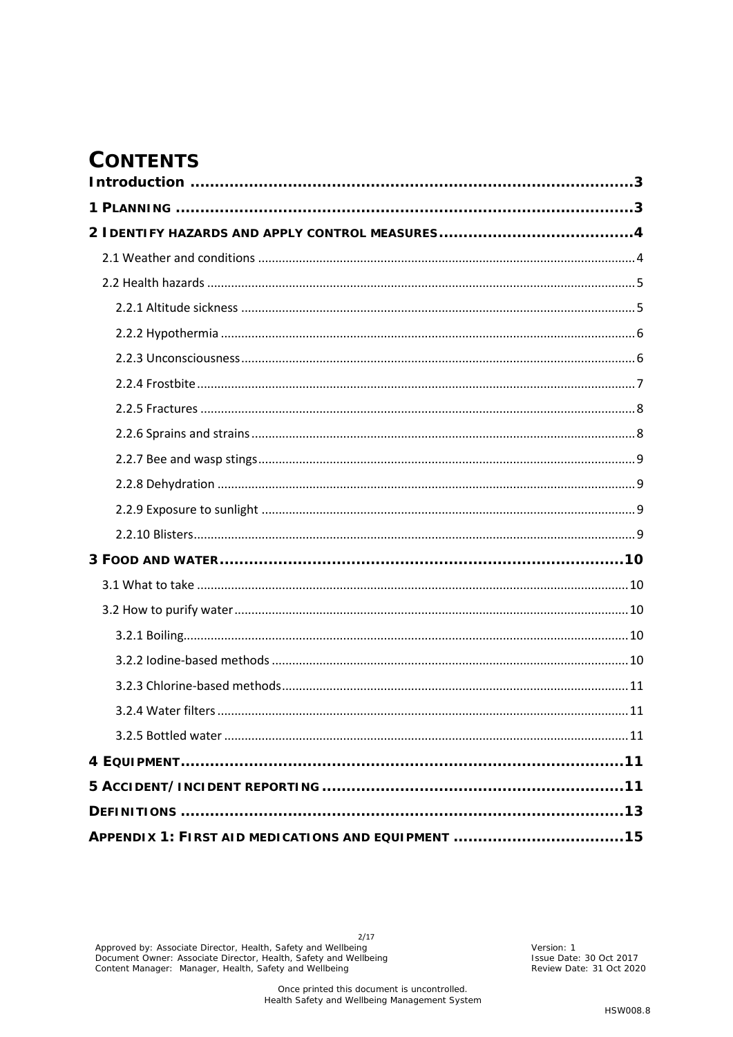# CONTENTS

**Introduction ..........3**

**1 PLANNING ..........3**

**2 IDENTIFY HAZARDS AND APPLY CONTROL MEASURES ..........4**

- 2.1 Weather and conditions ..........4
- 2.2 Health hazards ..........5
  - 2.2.1 Altitude sickness ..........5
  - 2.2.2 Hypothermia ..........6
  - 2.2.3 Unconsciousness ..........6
  - 2.2.4 Frostbite ..........7
  - 2.2.5 Fractures ..........8
  - 2.2.6 Sprains and strains ..........8
  - 2.2.7 Bee and wasp stings ..........9
  - 2.2.8 Dehydration ..........9
  - 2.2.9 Exposure to sunlight ..........9
  - 2.2.10 Blisters ..........9

**3 FOOD AND WATER ..........10**

- 3.1 What to take ..........10
- 3.2 How to purify water ..........10
  - 3.2.1 Boiling ..........10
  - 3.2.2 Iodine-based methods ..........10
  - 3.2.3 Chlorine-based methods ..........11
  - 3.2.4 Water filters ..........11
  - 3.2.5 Bottled water ..........11

**4 EQUIPMENT ..........11**

**5 ACCIDENT/INCIDENT REPORTING ..........11**

**DEFINITIONS ..........13**

**APPENDIX 1: FIRST AID MEDICATIONS AND EQUIPMENT ..........15**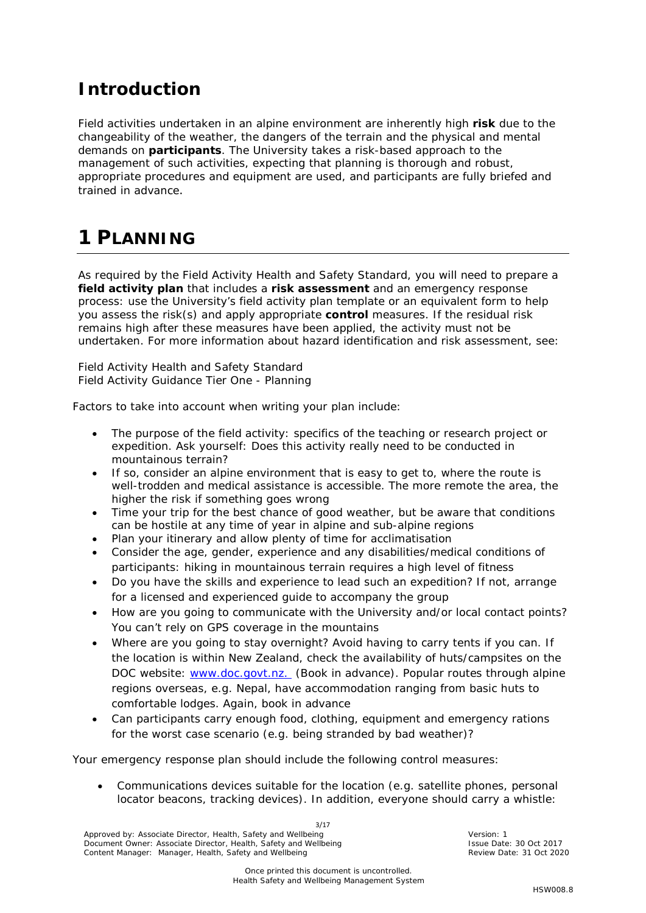# Introduction

Field activities undertaken in an alpine environment are inherently high **risk** due to the changeability of the weather, the dangers of the terrain and the physical and mental demands on **participants**. The University takes a risk-based approach to the management of such activities, expecting that planning is thorough and robust, appropriate procedures and equipment are used, and participants are fully briefed and trained in advance.

# 1 PLANNING

As required by the Field Activity Health and Safety Standard, you will need to prepare a **field activity plan** that includes a **risk assessment** and an emergency response process: use the University's field activity plan template or an equivalent form to help you assess the risk(s) and apply appropriate **control** measures. If the residual risk remains high after these measures have been applied, the activity must not be undertaken. For more information about hazard identification and risk assessment, see:

Field Activity Health and Safety Standard
Field Activity Guidance Tier One - Planning

Factors to take into account when writing your plan include:

- The purpose of the field activity: specifics of the teaching or research project or expedition. Ask yourself: Does this activity really need to be conducted in mountainous terrain?
- If so, consider an alpine environment that is easy to get to, where the route is well-trodden and medical assistance is accessible. The more remote the area, the higher the risk if something goes wrong
- Time your trip for the best chance of good weather, but be aware that conditions can be hostile at any time of year in alpine and sub-alpine regions
- Plan your itinerary and allow plenty of time for acclimatisation
- Consider the age, gender, experience and any disabilities/medical conditions of participants: hiking in mountainous terrain requires a high level of fitness
- Do you have the skills and experience to lead such an expedition? If not, arrange for a licensed and experienced guide to accompany the group
- How are you going to communicate with the University and/or local contact points? You can't rely on GPS coverage in the mountains
- Where are you going to stay overnight? Avoid having to carry tents if you can. If the location is within New Zealand, check the availability of huts/campsites on the DOC website: [www.doc.govt.nz.](http://www.doc.govt.nz) (Book in advance). Popular routes through alpine regions overseas, e.g. Nepal, have accommodation ranging from basic huts to comfortable lodges. Again, book in advance
- Can participants carry enough food, clothing, equipment and emergency rations for the worst case scenario (e.g. being stranded by bad weather)?

Your emergency response plan should include the following control measures:

- Communications devices suitable for the location (e.g. satellite phones, personal locator beacons, tracking devices). In addition, everyone should carry a whistle: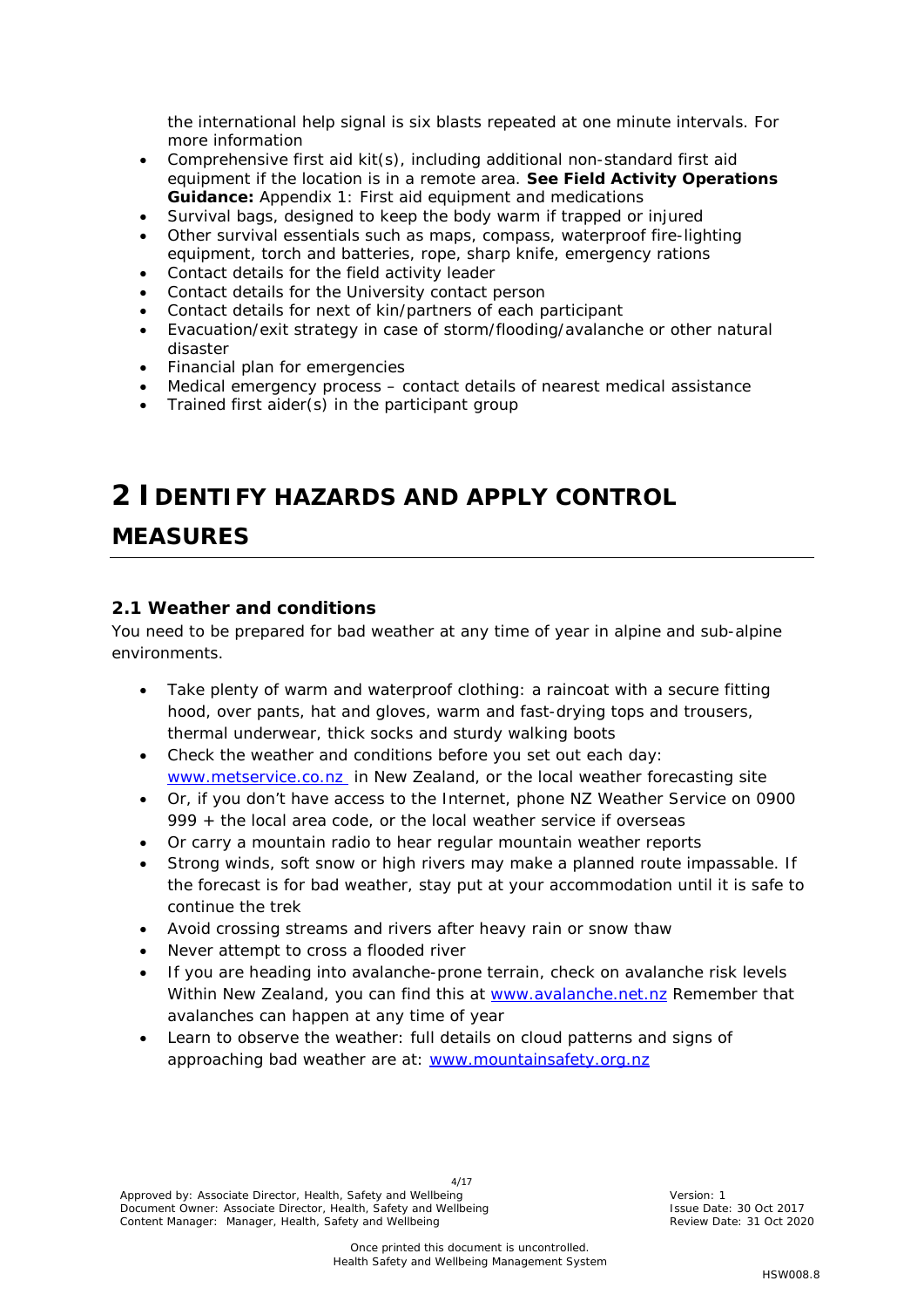the international help signal is six blasts repeated at one minute intervals. For more information

- Comprehensive first aid kit(s), including additional non-standard first aid equipment if the location is in a remote area. **See Field Activity Operations Guidance:** Appendix 1: First aid equipment and medications
- Survival bags, designed to keep the body warm if trapped or injured
- Other survival essentials such as maps, compass, waterproof fire-lighting equipment, torch and batteries, rope, sharp knife, emergency rations
- Contact details for the field activity leader
- Contact details for the University contact person
- Contact details for next of kin/partners of each participant
- Evacuation/exit strategy in case of storm/flooding/avalanche or other natural disaster
- Financial plan for emergencies
- Medical emergency process – contact details of nearest medical assistance
- Trained first aider(s) in the participant group

# 2 IDENTIFY HAZARDS AND APPLY CONTROL MEASURES

## 2.1 Weather and conditions

You need to be prepared for bad weather at any time of year in alpine and sub-alpine environments.

- Take plenty of warm and waterproof clothing: a raincoat with a secure fitting hood, over pants, hat and gloves, warm and fast-drying tops and trousers, thermal underwear, thick socks and sturdy walking boots
- Check the weather and conditions before you set out each day: [www.metservice.co.nz](http://www.metservice.co.nz) in New Zealand, or the local weather forecasting site
- Or, if you don't have access to the Internet, phone NZ Weather Service on 0900 999 + the local area code, or the local weather service if overseas
- Or carry a mountain radio to hear regular mountain weather reports
- Strong winds, soft snow or high rivers may make a planned route impassable. If the forecast is for bad weather, stay put at your accommodation until it is safe to continue the trek
- Avoid crossing streams and rivers after heavy rain or snow thaw
- Never attempt to cross a flooded river
- If you are heading into avalanche-prone terrain, check on avalanche risk levels Within New Zealand, you can find this at [www.avalanche.net.nz](http://www.avalanche.net.nz) Remember that avalanches can happen at any time of year
- Learn to observe the weather: full details on cloud patterns and signs of approaching bad weather are at: [www.mountainsafety.org.nz](http://www.mountainsafety.org.nz)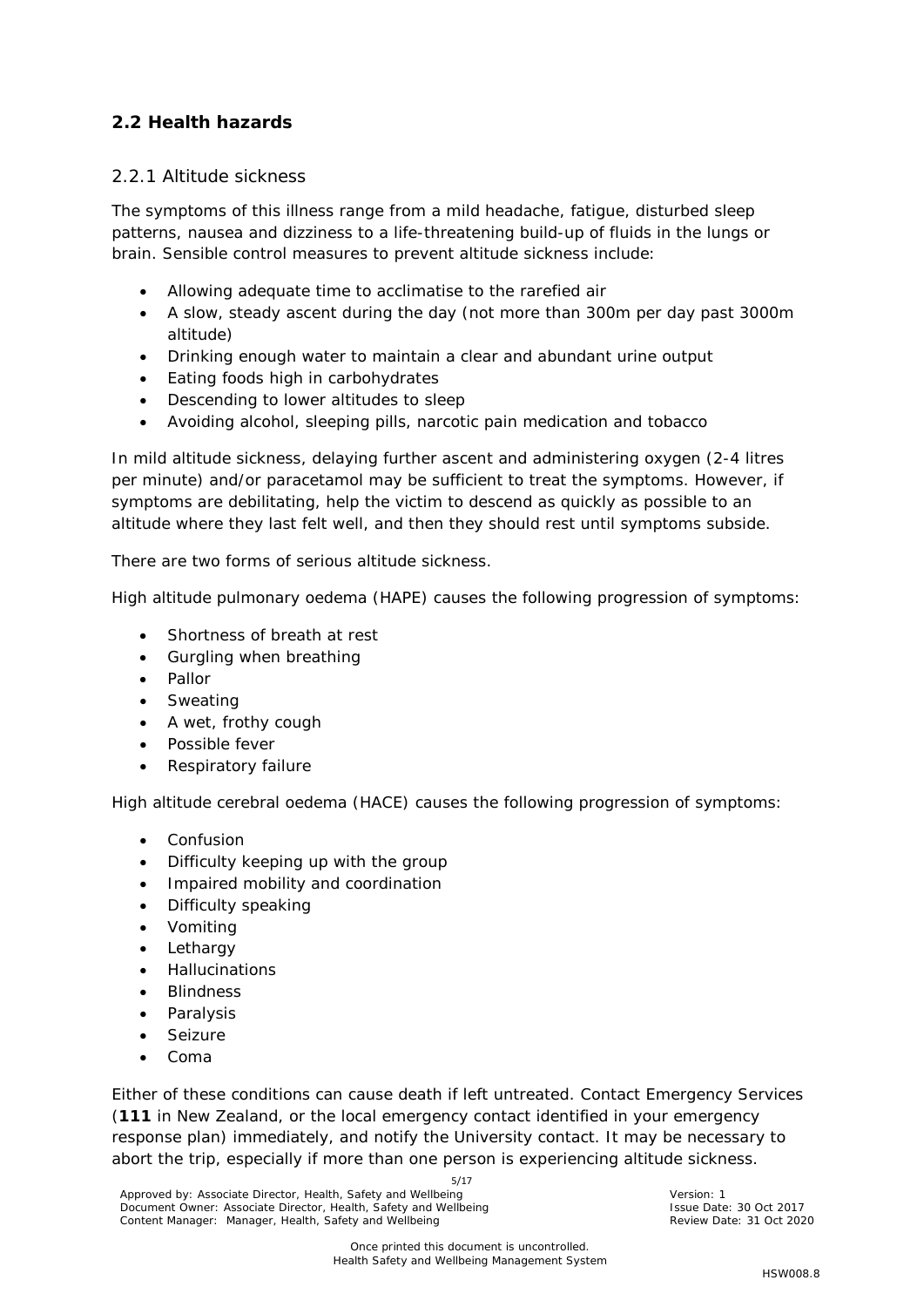## 2.2 Health hazards

### 2.2.1 Altitude sickness

The symptoms of this illness range from a mild headache, fatigue, disturbed sleep patterns, nausea and dizziness to a life-threatening build-up of fluids in the lungs or brain. Sensible control measures to prevent altitude sickness include:

- Allowing adequate time to acclimatise to the rarefied air
- A slow, steady ascent during the day (not more than 300m per day past 3000m altitude)
- Drinking enough water to maintain a clear and abundant urine output
- Eating foods high in carbohydrates
- Descending to lower altitudes to sleep
- Avoiding alcohol, sleeping pills, narcotic pain medication and tobacco

In mild altitude sickness, delaying further ascent and administering oxygen (2-4 litres per minute) and/or paracetamol may be sufficient to treat the symptoms. However, if symptoms are debilitating, help the victim to descend as quickly as possible to an altitude where they last felt well, and then they should rest until symptoms subside.

There are two forms of serious altitude sickness.

High altitude pulmonary oedema (HAPE) causes the following progression of symptoms:

- Shortness of breath at rest
- Gurgling when breathing
- Pallor
- Sweating
- A wet, frothy cough
- Possible fever
- Respiratory failure

High altitude cerebral oedema (HACE) causes the following progression of symptoms:

- Confusion
- Difficulty keeping up with the group
- Impaired mobility and coordination
- Difficulty speaking
- Vomiting
- Lethargy
- Hallucinations
- Blindness
- Paralysis
- Seizure
- Coma

Either of these conditions can cause death if left untreated. Contact Emergency Services (**111** in New Zealand, or the local emergency contact identified in your emergency response plan) immediately, and notify the University contact. It may be necessary to abort the trip, especially if more than one person is experiencing altitude sickness.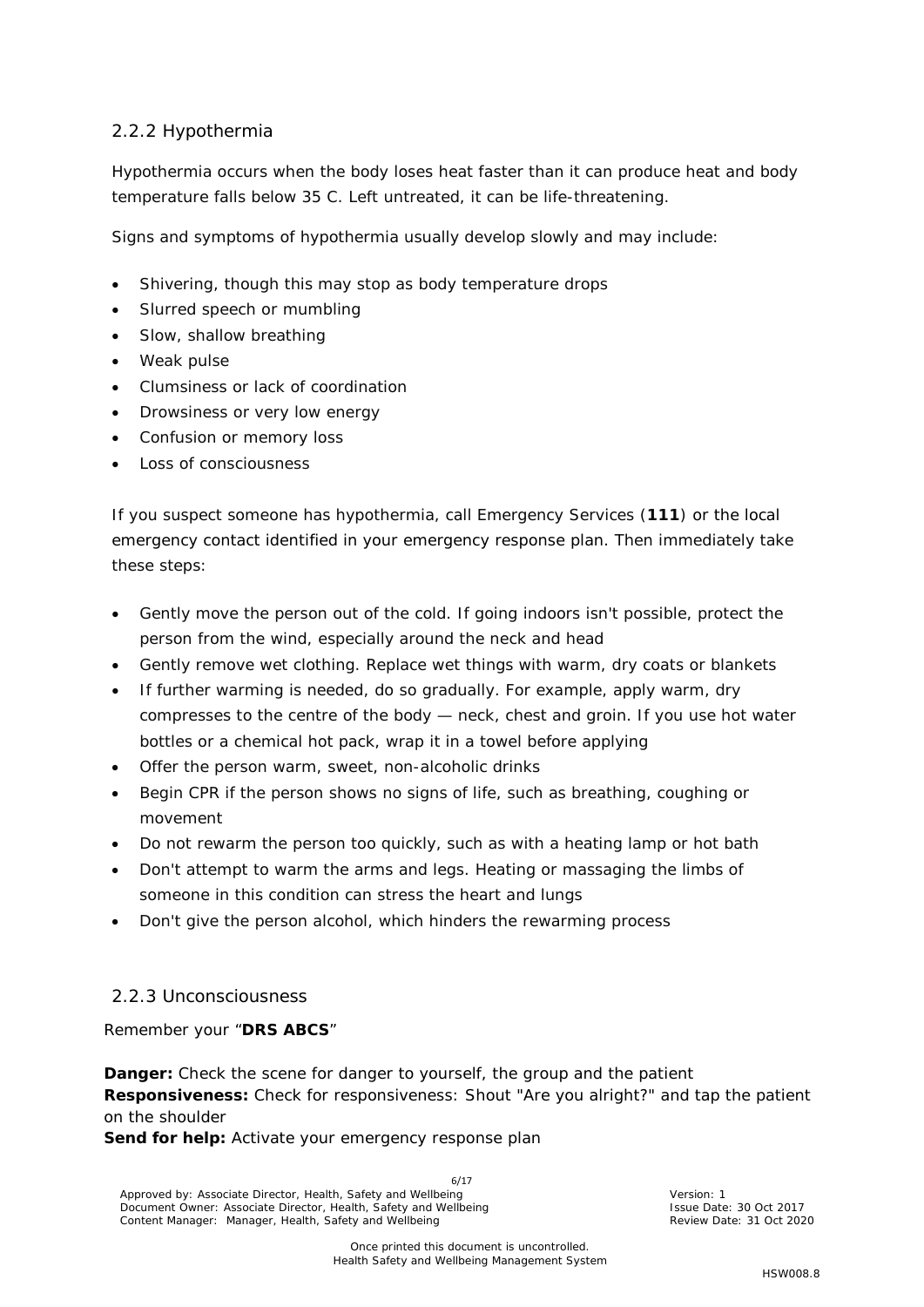### 2.2.2 Hypothermia

Hypothermia occurs when the body loses heat faster than it can produce heat and body temperature falls below 35 C. Left untreated, it can be life-threatening.

Signs and symptoms of hypothermia usually develop slowly and may include:

- Shivering, though this may stop as body temperature drops
- Slurred speech or mumbling
- Slow, shallow breathing
- Weak pulse
- Clumsiness or lack of coordination
- Drowsiness or very low energy
- Confusion or memory loss
- Loss of consciousness

If you suspect someone has hypothermia, call Emergency Services (**111**) or the local emergency contact identified in your emergency response plan. Then immediately take these steps:

- Gently move the person out of the cold. If going indoors isn't possible, protect the person from the wind, especially around the neck and head
- Gently remove wet clothing. Replace wet things with warm, dry coats or blankets
- If further warming is needed, do so gradually. For example, apply warm, dry compresses to the centre of the body — neck, chest and groin. If you use hot water bottles or a chemical hot pack, wrap it in a towel before applying
- Offer the person warm, sweet, non-alcoholic drinks
- Begin CPR if the person shows no signs of life, such as breathing, coughing or movement
- Do not rewarm the person too quickly, such as with a heating lamp or hot bath
- Don't attempt to warm the arms and legs. Heating or massaging the limbs of someone in this condition can stress the heart and lungs
- Don't give the person alcohol, which hinders the rewarming process

### 2.2.3 Unconsciousness

Remember your "**DRS ABCS**"

**Danger:** Check the scene for danger to yourself, the group and the patient
**Responsiveness:** Check for responsiveness: Shout "Are you alright?" and tap the patient on the shoulder
**Send for help:** Activate your emergency response plan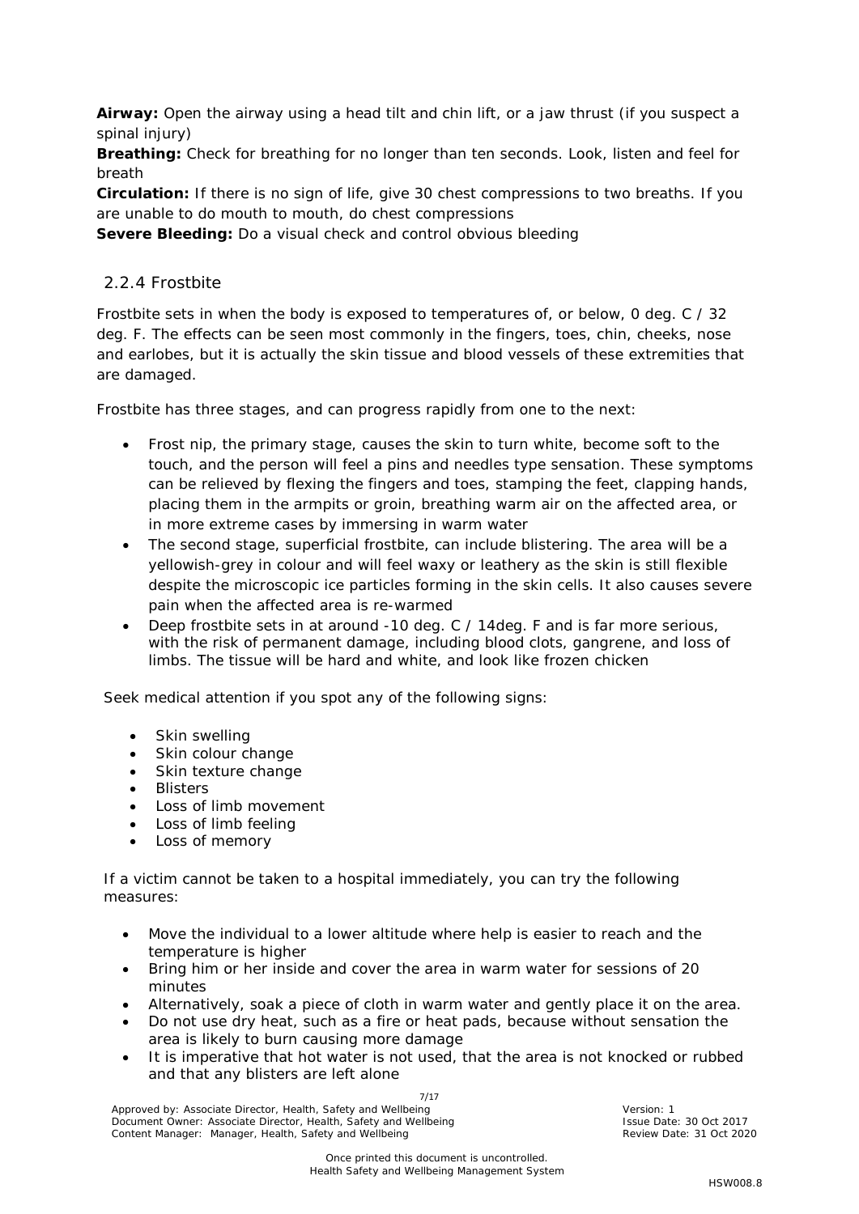**Airway:** Open the airway using a head tilt and chin lift, or a jaw thrust (if you suspect a spinal injury)
**Breathing:** Check for breathing for no longer than ten seconds. Look, listen and feel for breath
**Circulation:** If there is no sign of life, give 30 chest compressions to two breaths. If you are unable to do mouth to mouth, do chest compressions
**Severe Bleeding:** Do a visual check and control obvious bleeding

### 2.2.4 Frostbite

Frostbite sets in when the body is exposed to temperatures of, or below, 0 deg. C / 32 deg. F. The effects can be seen most commonly in the fingers, toes, chin, cheeks, nose and earlobes, but it is actually the skin tissue and blood vessels of these extremities that are damaged.

Frostbite has three stages, and can progress rapidly from one to the next:

- Frost nip, the primary stage, causes the skin to turn white, become soft to the touch, and the person will feel a pins and needles type sensation. These symptoms can be relieved by flexing the fingers and toes, stamping the feet, clapping hands, placing them in the armpits or groin, breathing warm air on the affected area, or in more extreme cases by immersing in warm water
- The second stage, superficial frostbite, can include blistering. The area will be a yellowish-grey in colour and will feel waxy or leathery as the skin is still flexible despite the microscopic ice particles forming in the skin cells. It also causes severe pain when the affected area is re-warmed
- Deep frostbite sets in at around -10 deg. C / 14deg. F and is far more serious, with the risk of permanent damage, including blood clots, gangrene, and loss of limbs. The tissue will be hard and white, and look like frozen chicken

Seek medical attention if you spot any of the following signs:

- Skin swelling
- Skin colour change
- Skin texture change
- Blisters
- Loss of limb movement
- Loss of limb feeling
- Loss of memory

If a victim cannot be taken to a hospital immediately, you can try the following measures:

- Move the individual to a lower altitude where help is easier to reach and the temperature is higher
- Bring him or her inside and cover the area in warm water for sessions of 20 minutes
- Alternatively, soak a piece of cloth in warm water and gently place it on the area.
- Do not use dry heat, such as a fire or heat pads, because without sensation the area is likely to burn causing more damage
- It is imperative that hot water is not used, that the area is not knocked or rubbed and that any blisters are left alone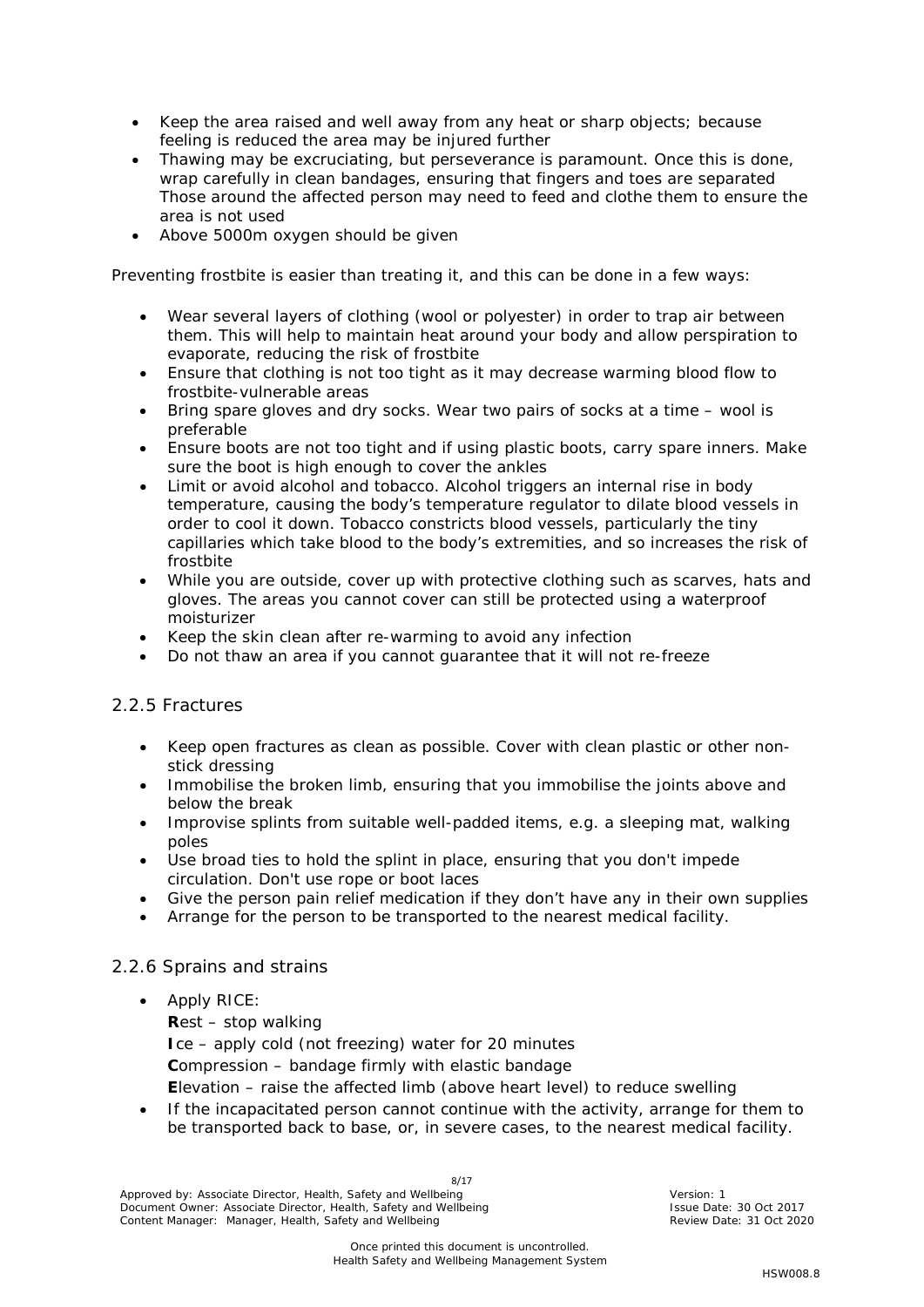- Keep the area raised and well away from any heat or sharp objects; because feeling is reduced the area may be injured further
- Thawing may be excruciating, but perseverance is paramount. Once this is done, wrap carefully in clean bandages, ensuring that fingers and toes are separated Those around the affected person may need to feed and clothe them to ensure the area is not used
- Above 5000m oxygen should be given

Preventing frostbite is easier than treating it, and this can be done in a few ways:

- Wear several layers of clothing (wool or polyester) in order to trap air between them. This will help to maintain heat around your body and allow perspiration to evaporate, reducing the risk of frostbite
- Ensure that clothing is not too tight as it may decrease warming blood flow to frostbite-vulnerable areas
- Bring spare gloves and dry socks. Wear two pairs of socks at a time – wool is preferable
- Ensure boots are not too tight and if using plastic boots, carry spare inners. Make sure the boot is high enough to cover the ankles
- Limit or avoid alcohol and tobacco. Alcohol triggers an internal rise in body temperature, causing the body's temperature regulator to dilate blood vessels in order to cool it down. Tobacco constricts blood vessels, particularly the tiny capillaries which take blood to the body's extremities, and so increases the risk of frostbite
- While you are outside, cover up with protective clothing such as scarves, hats and gloves. The areas you cannot cover can still be protected using a waterproof moisturizer
- Keep the skin clean after re-warming to avoid any infection
- Do not thaw an area if you cannot guarantee that it will not re-freeze

### 2.2.5 Fractures

- Keep open fractures as clean as possible. Cover with clean plastic or other non-stick dressing
- Immobilise the broken limb, ensuring that you immobilise the joints above and below the break
- Improvise splints from suitable well-padded items, e.g. a sleeping mat, walking poles
- Use broad ties to hold the splint in place, ensuring that you don't impede circulation. Don't use rope or boot laces
- Give the person pain relief medication if they don't have any in their own supplies
- Arrange for the person to be transported to the nearest medical facility.

### 2.2.6 Sprains and strains

- Apply RICE:

  **R**est – stop walking

  **I**ce – apply cold (not freezing) water for 20 minutes

  **C**ompression – bandage firmly with elastic bandage

  **E**levation – raise the affected limb (above heart level) to reduce swelling
- If the incapacitated person cannot continue with the activity, arrange for them to be transported back to base, or, in severe cases, to the nearest medical facility.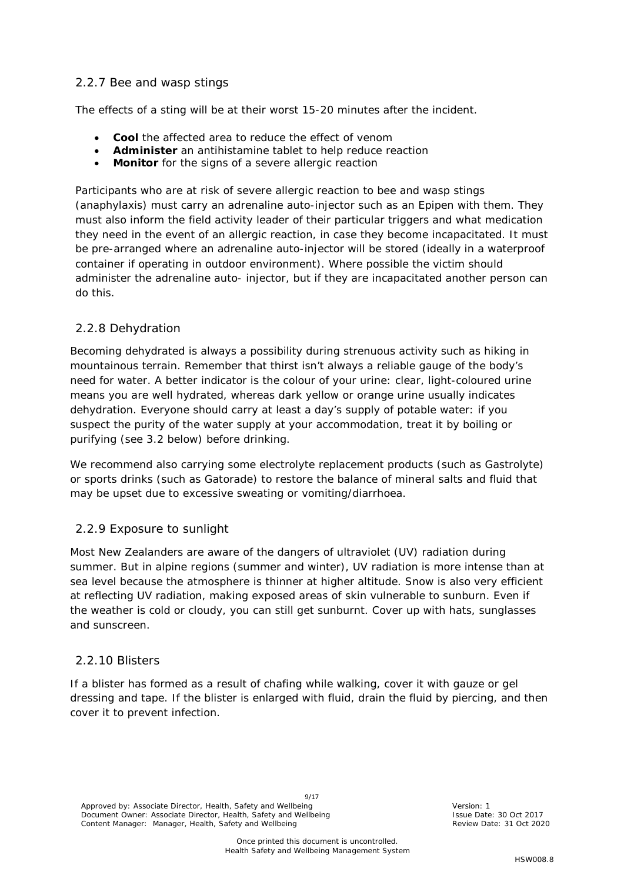### 2.2.7 Bee and wasp stings

The effects of a sting will be at their worst 15-20 minutes after the incident.

- **Cool** the affected area to reduce the effect of venom
- **Administer** an antihistamine tablet to help reduce reaction
- **Monitor** for the signs of a severe allergic reaction

Participants who are at risk of severe allergic reaction to bee and wasp stings (anaphylaxis) must carry an adrenaline auto-injector such as an Epipen with them. They must also inform the field activity leader of their particular triggers and what medication they need in the event of an allergic reaction, in case they become incapacitated. It must be pre-arranged where an adrenaline auto-injector will be stored (ideally in a waterproof container if operating in outdoor environment). Where possible the victim should administer the adrenaline auto- injector, but if they are incapacitated another person can do this.

### 2.2.8 Dehydration

Becoming dehydrated is always a possibility during strenuous activity such as hiking in mountainous terrain. Remember that thirst isn't always a reliable gauge of the body's need for water. A better indicator is the colour of your urine: clear, light-coloured urine means you are well hydrated, whereas dark yellow or orange urine usually indicates dehydration. Everyone should carry at least a day's supply of potable water: if you suspect the purity of the water supply at your accommodation, treat it by boiling or purifying (see 3.2 below) before drinking.

We recommend also carrying some electrolyte replacement products (such as Gastrolyte) or sports drinks (such as Gatorade) to restore the balance of mineral salts and fluid that may be upset due to excessive sweating or vomiting/diarrhoea.

### 2.2.9 Exposure to sunlight

Most New Zealanders are aware of the dangers of ultraviolet (UV) radiation during summer. But in alpine regions (summer and winter), UV radiation is more intense than at sea level because the atmosphere is thinner at higher altitude. Snow is also very efficient at reflecting UV radiation, making exposed areas of skin vulnerable to sunburn. Even if the weather is cold or cloudy, you can still get sunburnt. Cover up with hats, sunglasses and sunscreen.

### 2.2.10 Blisters

If a blister has formed as a result of chafing while walking, cover it with gauze or gel dressing and tape. If the blister is enlarged with fluid, drain the fluid by piercing, and then cover it to prevent infection.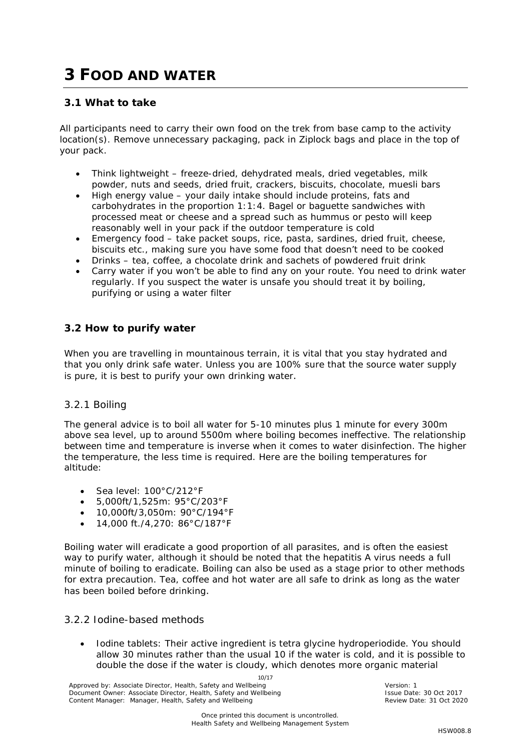# 3 FOOD AND WATER

## 3.1 What to take

All participants need to carry their own food on the trek from base camp to the activity location(s). Remove unnecessary packaging, pack in Ziplock bags and place in the top of your pack.

- Think lightweight – freeze-dried, dehydrated meals, dried vegetables, milk powder, nuts and seeds, dried fruit, crackers, biscuits, chocolate, muesli bars
- High energy value – your daily intake should include proteins, fats and carbohydrates in the proportion 1:1:4. Bagel or baguette sandwiches with processed meat or cheese and a spread such as hummus or pesto will keep reasonably well in your pack if the outdoor temperature is cold
- Emergency food – take packet soups, rice, pasta, sardines, dried fruit, cheese, biscuits etc., making sure you have some food that doesn't need to be cooked
- Drinks – tea, coffee, a chocolate drink and sachets of powdered fruit drink
- Carry water if you won't be able to find any on your route. You need to drink water regularly. If you suspect the water is unsafe you should treat it by boiling, purifying or using a water filter

## 3.2 How to purify water

When you are travelling in mountainous terrain, it is vital that you stay hydrated and that you only drink safe water. Unless you are 100% sure that the source water supply is pure, it is best to purify your own drinking water.

### 3.2.1 Boiling

The general advice is to boil all water for 5-10 minutes plus 1 minute for every 300m above sea level, up to around 5500m where boiling becomes ineffective. The relationship between time and temperature is inverse when it comes to water disinfection. The higher the temperature, the less time is required. Here are the boiling temperatures for altitude:

- Sea level: 100°C/212°F
- 5,000ft/1,525m: 95°C/203°F
- 10,000ft/3,050m: 90°C/194°F
- 14,000 ft./4,270: 86°C/187°F

Boiling water will eradicate a good proportion of all parasites, and is often the easiest way to purify water, although it should be noted that the hepatitis A virus needs a full minute of boiling to eradicate. Boiling can also be used as a stage prior to other methods for extra precaution. Tea, coffee and hot water are all safe to drink as long as the water has been boiled before drinking.

### 3.2.2 Iodine-based methods

- Iodine tablets: Their active ingredient is tetra glycine hydroperiodide. You should allow 30 minutes rather than the usual 10 if the water is cold, and it is possible to double the dose if the water is cloudy, which denotes more organic material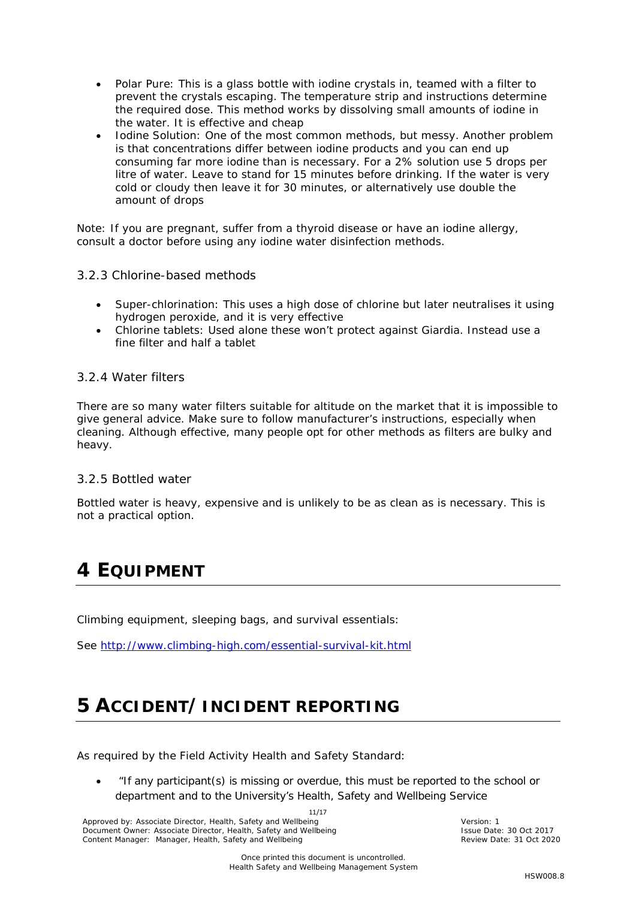- Polar Pure: This is a glass bottle with iodine crystals in, teamed with a filter to prevent the crystals escaping. The temperature strip and instructions determine the required dose. This method works by dissolving small amounts of iodine in the water. It is effective and cheap
- Iodine Solution: One of the most common methods, but messy. Another problem is that concentrations differ between iodine products and you can end up consuming far more iodine than is necessary. For a 2% solution use 5 drops per litre of water. Leave to stand for 15 minutes before drinking. If the water is very cold or cloudy then leave it for 30 minutes, or alternatively use double the amount of drops

Note: If you are pregnant, suffer from a thyroid disease or have an iodine allergy, consult a doctor before using any iodine water disinfection methods.

### 3.2.3 Chlorine-based methods

- Super-chlorination: This uses a high dose of chlorine but later neutralises it using hydrogen peroxide, and it is very effective
- Chlorine tablets: Used alone these won't protect against Giardia. Instead use a fine filter and half a tablet

### 3.2.4 Water filters

There are so many water filters suitable for altitude on the market that it is impossible to give general advice. Make sure to follow manufacturer's instructions, especially when cleaning. Although effective, many people opt for other methods as filters are bulky and heavy.

### 3.2.5 Bottled water

Bottled water is heavy, expensive and is unlikely to be as clean as is necessary. This is not a practical option.

# 4 EQUIPMENT

Climbing equipment, sleeping bags, and survival essentials:

See http://www.climbing-high.com/essential-survival-kit.html

# 5 ACCIDENT/ INCIDENT REPORTING

As required by the Field Activity Health and Safety Standard:

- "If any participant(s) is missing or overdue, this must be reported to the school or department and to the University's Health, Safety and Wellbeing Service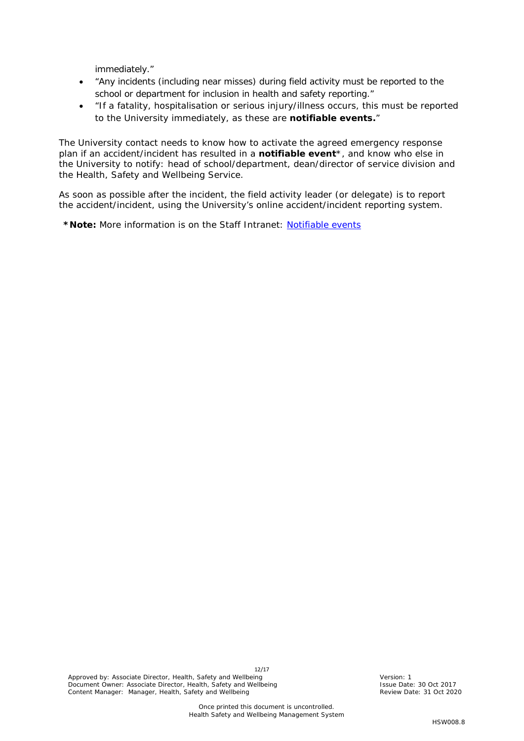immediately."

- "Any incidents (including near misses) during field activity must be reported to the school or department for inclusion in health and safety reporting."
- "If a fatality, hospitalisation or serious injury/illness occurs, this must be reported to the University immediately, as these are **notifiable events.**"

The University contact needs to know how to activate the agreed emergency response plan if an accident/incident has resulted in a **notifiable event***, and know who else in the University to notify: head of school/department, dean/director of service division and the Health, Safety and Wellbeing Service.

As soon as possible after the incident, the field activity leader (or delegate) is to report the accident/incident, using the University's online accident/incident reporting system.

***Note:** More information is on the Staff Intranet: Notifiable events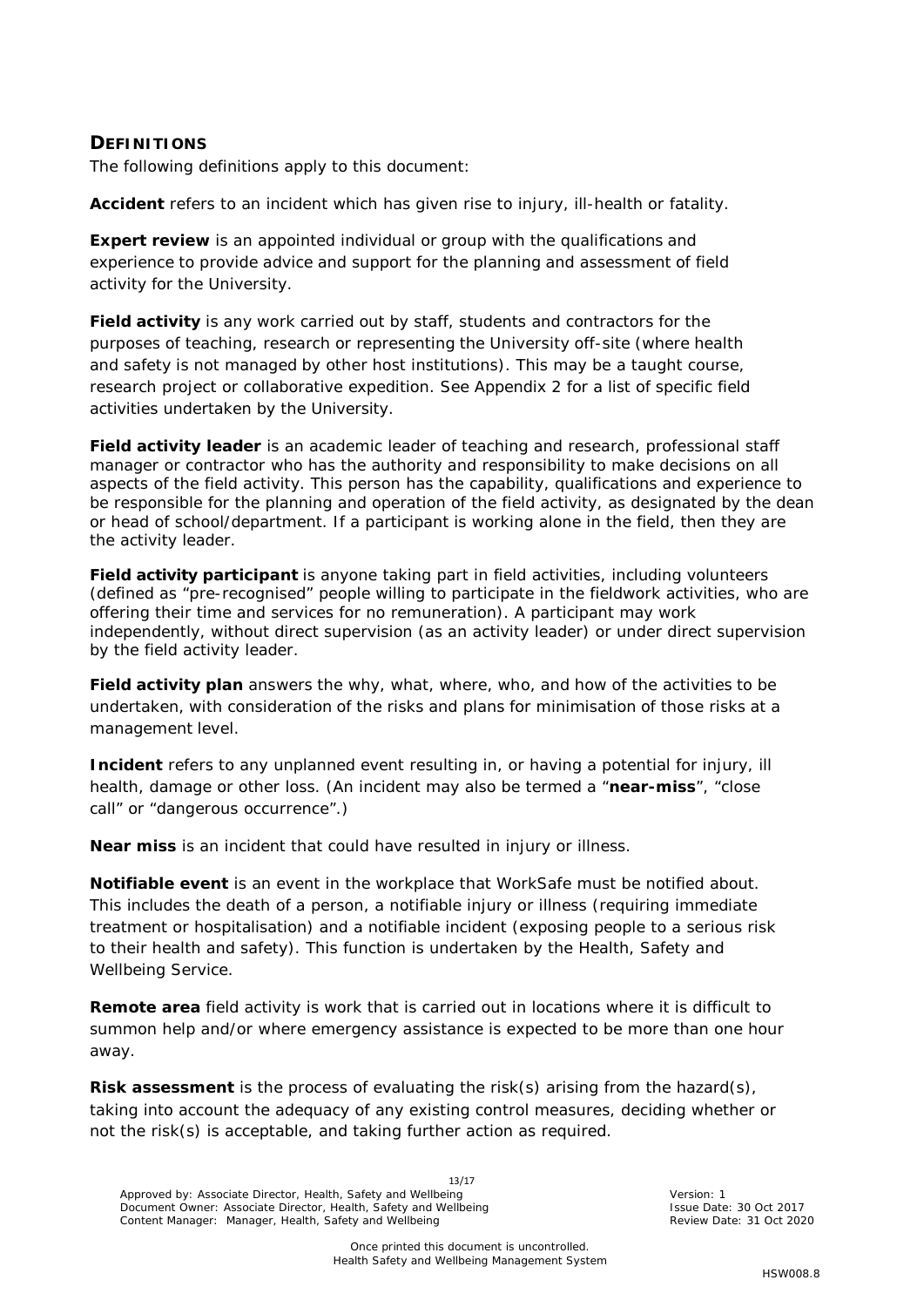## DEFINITIONS

The following definitions apply to this document:

**Accident** refers to an incident which has given rise to injury, ill-health or fatality.

**Expert review** is an appointed individual or group with the qualifications and experience to provide advice and support for the planning and assessment of field activity for the University.

**Field activity** is any work carried out by staff, students and contractors for the purposes of teaching, research or representing the University off-site (where health and safety is not managed by other host institutions). This may be a taught course, research project or collaborative expedition. See Appendix 2 for a list of specific field activities undertaken by the University.

**Field activity leader** is an academic leader of teaching and research, professional staff manager or contractor who has the authority and responsibility to make decisions on all aspects of the field activity. This person has the capability, qualifications and experience to be responsible for the planning and operation of the field activity, as designated by the dean or head of school/department. If a participant is working alone in the field, then they are the activity leader.

**Field activity participant** is anyone taking part in field activities, including volunteers (defined as "pre-recognised" people willing to participate in the fieldwork activities, who are offering their time and services for no remuneration). A participant may work independently, without direct supervision (as an activity leader) or under direct supervision by the field activity leader.

**Field activity plan** answers the why, what, where, who, and how of the activities to be undertaken, with consideration of the risks and plans for minimisation of those risks at a management level.

**Incident** refers to any unplanned event resulting in, or having a potential for injury, ill health, damage or other loss. (An incident may also be termed a "**near-miss**", "close call" or "dangerous occurrence".)

**Near miss** is an incident that could have resulted in injury or illness.

**Notifiable event** is an event in the workplace that WorkSafe must be notified about. This includes the death of a person, a notifiable injury or illness (requiring immediate treatment or hospitalisation) and a notifiable incident (exposing people to a serious risk to their health and safety). This function is undertaken by the Health, Safety and Wellbeing Service.

**Remote area** field activity is work that is carried out in locations where it is difficult to summon help and/or where emergency assistance is expected to be more than one hour away.

**Risk assessment** is the process of evaluating the risk(s) arising from the hazard(s), taking into account the adequacy of any existing control measures, deciding whether or not the risk(s) is acceptable, and taking further action as required.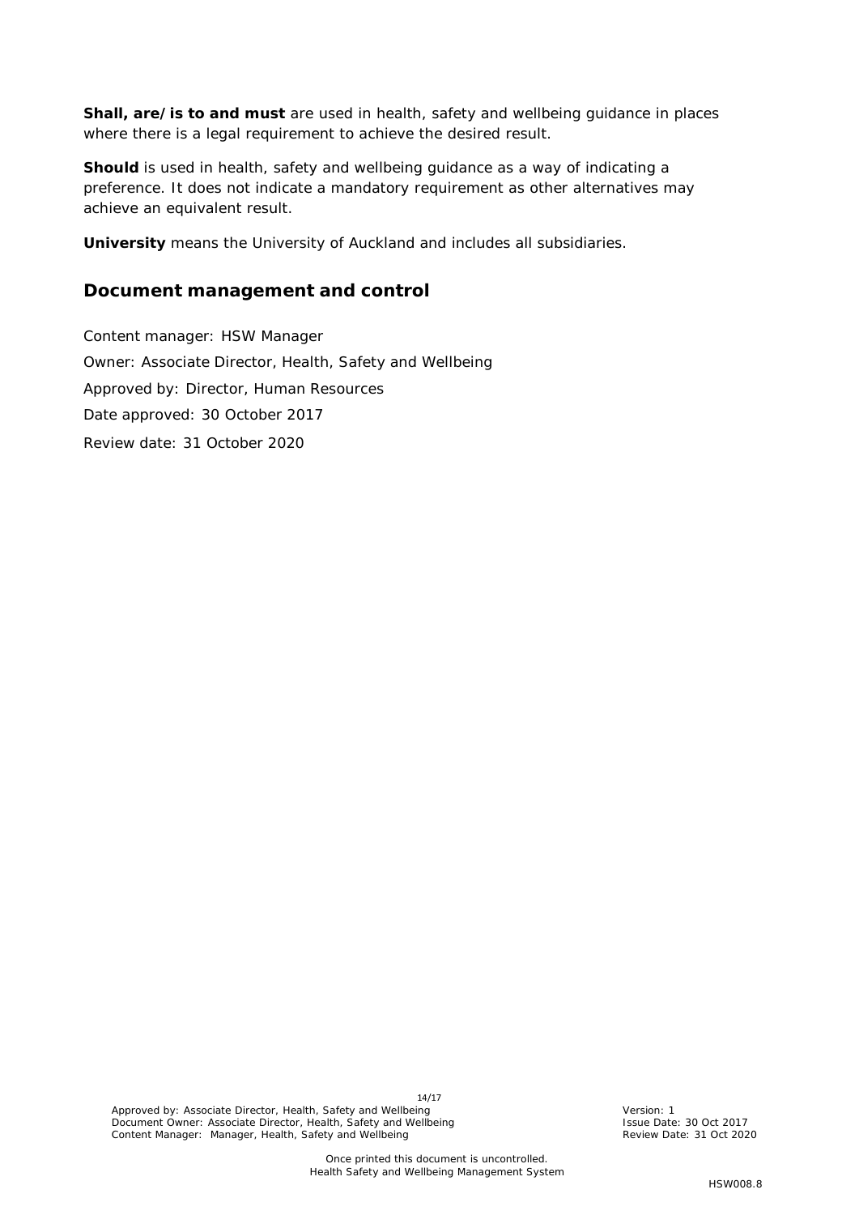**Shall, are/is to and must** are used in health, safety and wellbeing guidance in places where there is a legal requirement to achieve the desired result.

**Should** is used in health, safety and wellbeing guidance as a way of indicating a preference. It does not indicate a mandatory requirement as other alternatives may achieve an equivalent result.

**University** means the University of Auckland and includes all subsidiaries.

## Document management and control

Content manager: HSW Manager

Owner: Associate Director, Health, Safety and Wellbeing

Approved by: Director, Human Resources

Date approved: 30 October 2017

Review date: 31 October 2020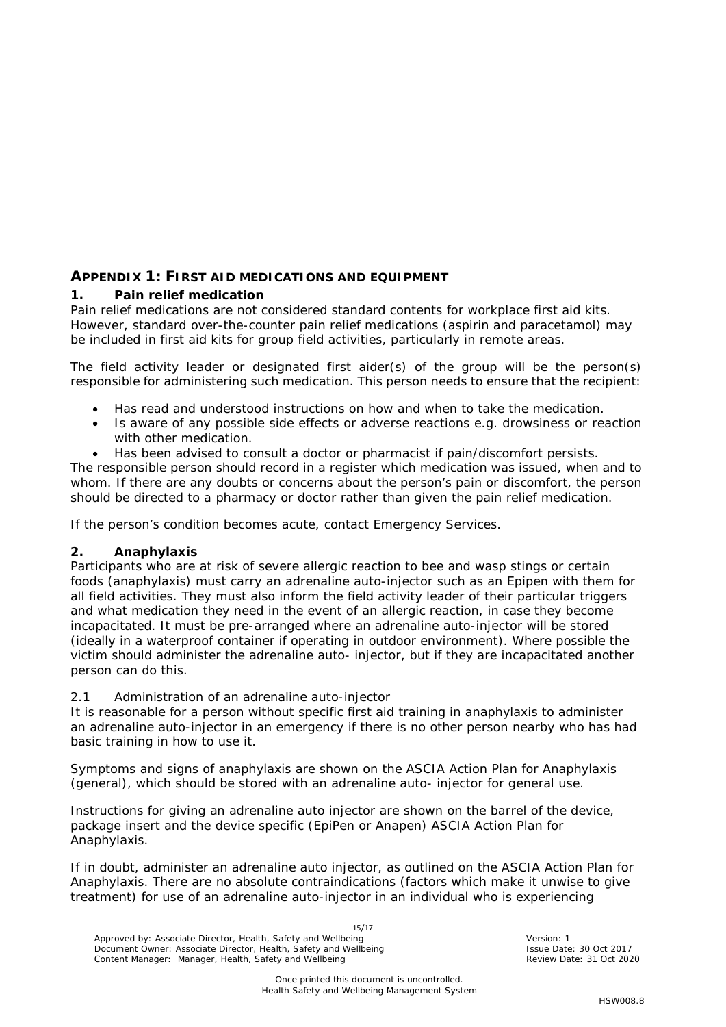## APPENDIX 1: FIRST AID MEDICATIONS AND EQUIPMENT

### 1. Pain relief medication

Pain relief medications are not considered standard contents for workplace first aid kits. However, standard over-the-counter pain relief medications (aspirin and paracetamol) may be included in first aid kits for group field activities, particularly in remote areas.

The field activity leader or designated first aider(s) of the group will be the person(s) responsible for administering such medication. This person needs to ensure that the recipient:

- Has read and understood instructions on how and when to take the medication.
- Is aware of any possible side effects or adverse reactions e.g. drowsiness or reaction with other medication.
- Has been advised to consult a doctor or pharmacist if pain/discomfort persists.

The responsible person should record in a register which medication was issued, when and to whom. If there are any doubts or concerns about the person's pain or discomfort, the person should be directed to a pharmacy or doctor rather than given the pain relief medication.

If the person's condition becomes acute, contact Emergency Services.

### 2. Anaphylaxis

Participants who are at risk of severe allergic reaction to bee and wasp stings or certain foods (anaphylaxis) must carry an adrenaline auto-injector such as an Epipen with them for all field activities. They must also inform the field activity leader of their particular triggers and what medication they need in the event of an allergic reaction, in case they become incapacitated. It must be pre-arranged where an adrenaline auto-injector will be stored (ideally in a waterproof container if operating in outdoor environment). Where possible the victim should administer the adrenaline auto- injector, but if they are incapacitated another person can do this.

#### 2.1 Administration of an adrenaline auto-injector

It is reasonable for a person without specific first aid training in anaphylaxis to administer an adrenaline auto-injector in an emergency if there is no other person nearby who has had basic training in how to use it.

Symptoms and signs of anaphylaxis are shown on the ASCIA Action Plan for Anaphylaxis (general), which should be stored with an adrenaline auto- injector for general use.

Instructions for giving an adrenaline auto injector are shown on the barrel of the device, package insert and the device specific (EpiPen or Anapen) ASCIA Action Plan for Anaphylaxis.

If in doubt, administer an adrenaline auto injector, as outlined on the ASCIA Action Plan for Anaphylaxis. There are no absolute contraindications (factors which make it unwise to give treatment) for use of an adrenaline auto-injector in an individual who is experiencing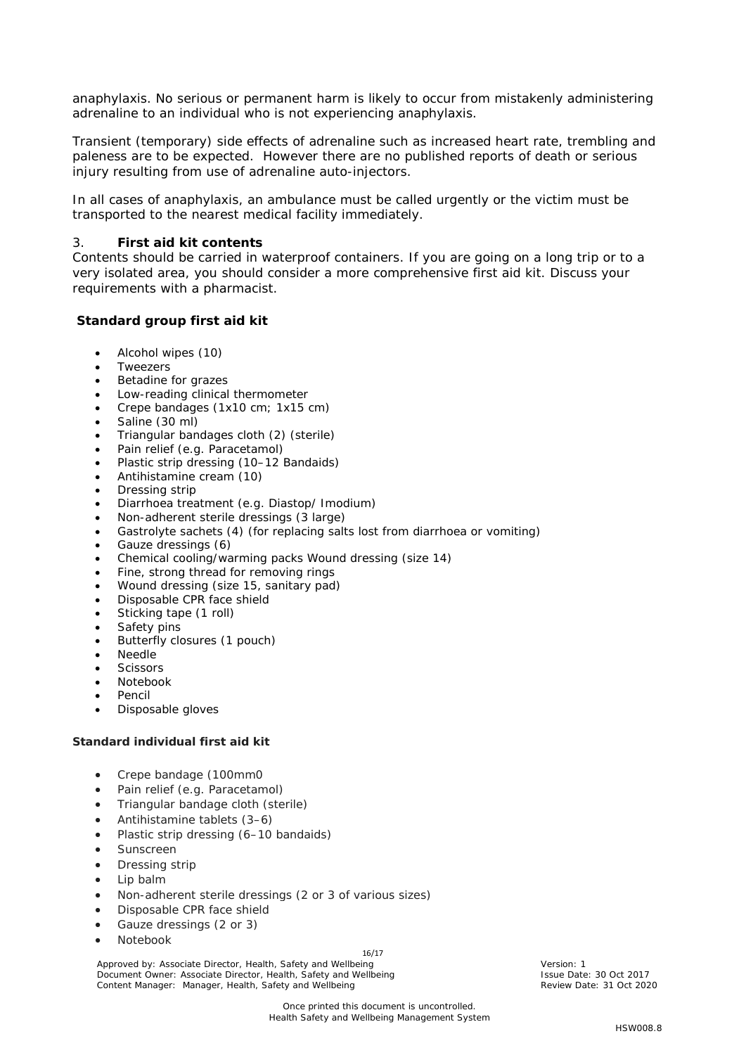anaphylaxis. No serious or permanent harm is likely to occur from mistakenly administering adrenaline to an individual who is not experiencing anaphylaxis.

Transient (temporary) side effects of adrenaline such as increased heart rate, trembling and paleness are to be expected. However there are no published reports of death or serious injury resulting from use of adrenaline auto-injectors.

In all cases of anaphylaxis, an ambulance must be called urgently or the victim must be transported to the nearest medical facility immediately.

## 3. First aid kit contents

Contents should be carried in waterproof containers. If you are going on a long trip or to a very isolated area, you should consider a more comprehensive first aid kit. Discuss your requirements with a pharmacist.

### Standard group first aid kit

- Alcohol wipes (10)
- Tweezers
- Betadine for grazes
- Low-reading clinical thermometer
- Crepe bandages (1x10 cm; 1x15 cm)
- Saline (30 ml)
- Triangular bandages cloth (2) (sterile)
- Pain relief (e.g. Paracetamol)
- Plastic strip dressing (10–12 Bandaids)
- Antihistamine cream (10)
- Dressing strip
- Diarrhoea treatment (e.g. Diastop/ Imodium)
- Non-adherent sterile dressings (3 large)
- Gastrolyte sachets (4) (for replacing salts lost from diarrhoea or vomiting)
- Gauze dressings (6)
- Chemical cooling/warming packs Wound dressing (size 14)
- Fine, strong thread for removing rings
- Wound dressing (size 15, sanitary pad)
- Disposable CPR face shield
- Sticking tape (1 roll)
- Safety pins
- Butterfly closures (1 pouch)
- Needle
- Scissors
- Notebook
- Pencil
- Disposable gloves

### Standard individual first aid kit

- Crepe bandage (100mm0
- Pain relief (e.g. Paracetamol)
- Triangular bandage cloth (sterile)
- Antihistamine tablets (3–6)
- Plastic strip dressing (6–10 bandaids)
- Sunscreen
- Dressing strip
- Lip balm
- Non-adherent sterile dressings (2 or 3 of various sizes)
- Disposable CPR face shield
- Gauze dressings (2 or 3)
- Notebook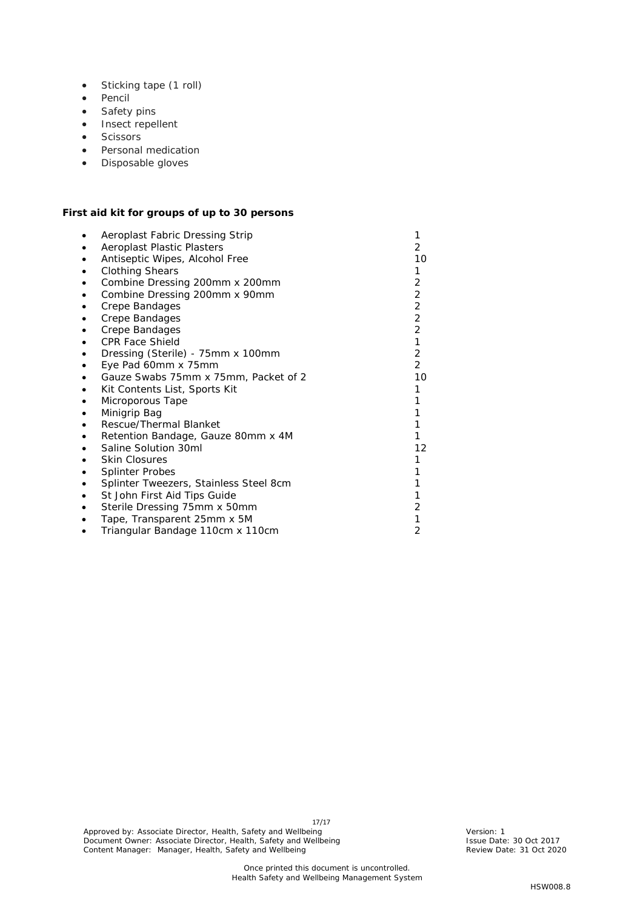- Sticking tape (1 roll)
- Pencil
- Safety pins
- Insect repellent
- Scissors
- Personal medication
- Disposable gloves

**First aid kit for groups of up to 30 persons**

| | |
|---|---|
| Aeroplast Fabric Dressing Strip | 1 |
| Aeroplast Plastic Plasters | 2 |
| Antiseptic Wipes, Alcohol Free | 10 |
| Clothing Shears | 1 |
| Combine Dressing 200mm x 200mm | 2 |
| Combine Dressing 200mm x 90mm | 2 |
| Crepe Bandages | 2 |
| Crepe Bandages | 2 |
| Crepe Bandages | 2 |
| CPR Face Shield | 1 |
| Dressing (Sterile) - 75mm x 100mm | 2 |
| Eye Pad 60mm x 75mm | 2 |
| Gauze Swabs 75mm x 75mm, Packet of 2 | 10 |
| Kit Contents List, Sports Kit | 1 |
| Microporous Tape | 1 |
| Minigrip Bag | 1 |
| Rescue/Thermal Blanket | 1 |
| Retention Bandage, Gauze 80mm x 4M | 1 |
| Saline Solution 30ml | 12 |
| Skin Closures | 1 |
| Splinter Probes | 1 |
| Splinter Tweezers, Stainless Steel 8cm | 1 |
| St John First Aid Tips Guide | 1 |
| Sterile Dressing 75mm x 50mm | 2 |
| Tape, Transparent 25mm x 5M | 1 |
| Triangular Bandage 110cm x 110cm | 2 |